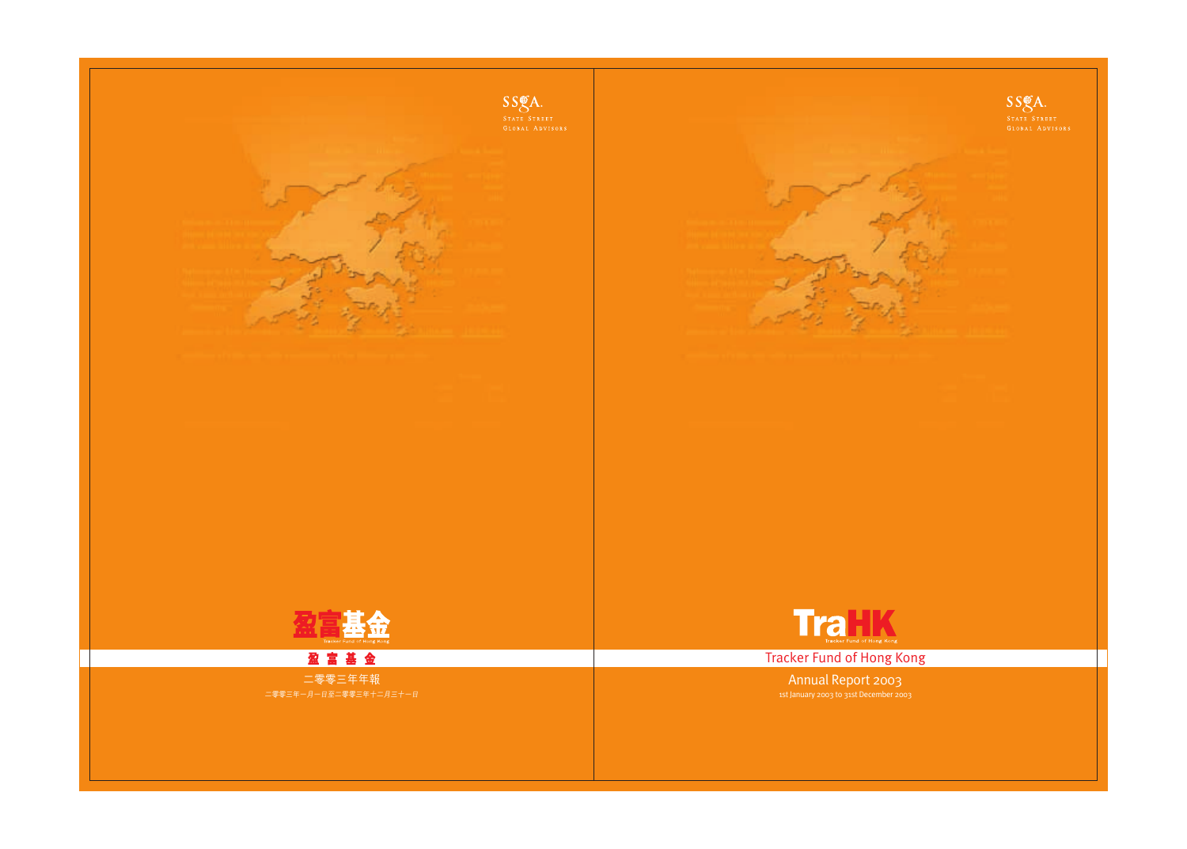SSgA.
State Street
Global Advisors

盈富基金

Tracker Fund of Hong Kong

# 盈 富 基 金

二零零三年年報

二零零三年一月一日至二零零三年十二月三十一日

SSgA.
State Street
Global Advisors

TraHK

Tracker Fund of Hong Kong

# Tracker Fund of Hong Kong

Annual Report 2003

1st January 2003 to 31st December 2003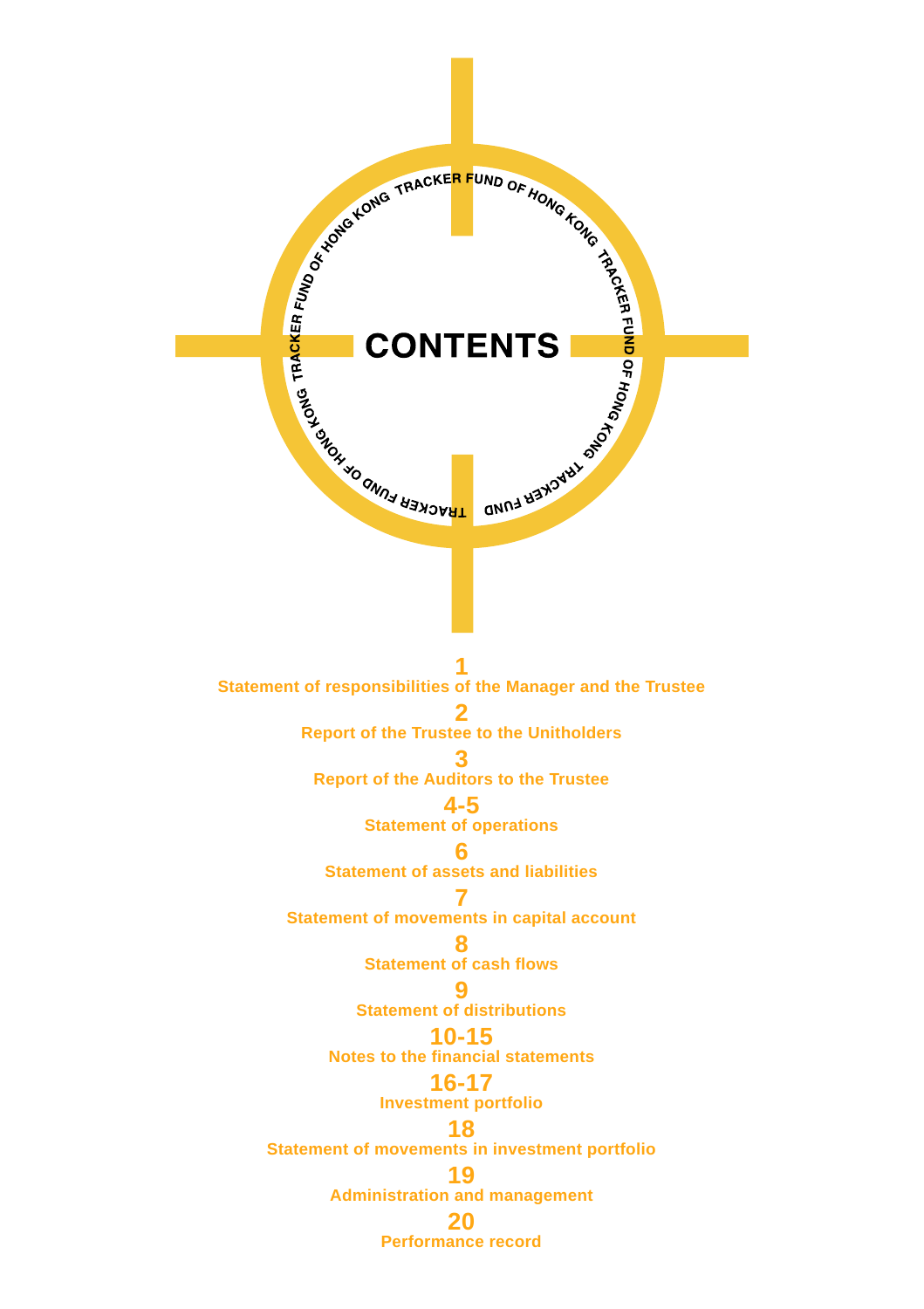# CONTENTS

TRACKER FUND OF HONG KONG

| Page | Section |
|---|---|
| 1 | Statement of responsibilities of the Manager and the Trustee |
| 2 | Report of the Trustee to the Unitholders |
| 3 | Report of the Auditors to the Trustee |
| 4-5 | Statement of operations |
| 6 | Statement of assets and liabilities |
| 7 | Statement of movements in capital account |
| 8 | Statement of cash flows |
| 9 | Statement of distributions |
| 10-15 | Notes to the financial statements |
| 16-17 | Investment portfolio |
| 18 | Statement of movements in investment portfolio |
| 19 | Administration and management |
| 20 | Performance record |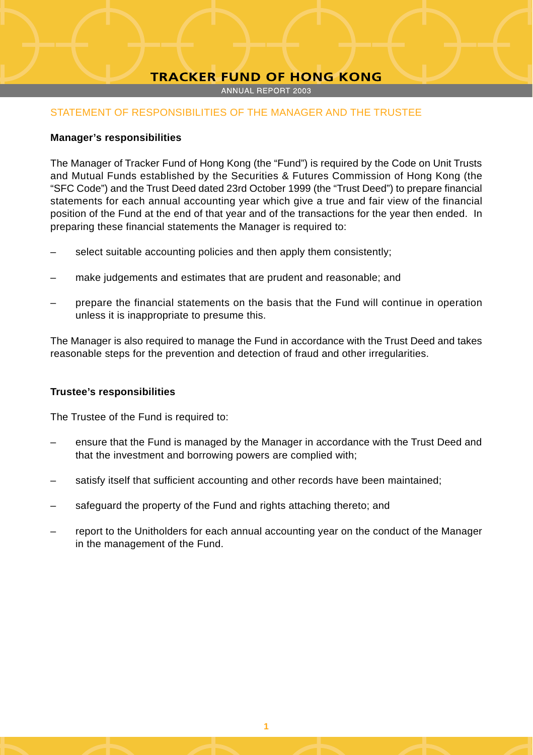## STATEMENT OF RESPONSIBILITIES OF THE MANAGER AND THE TRUSTEE

### Manager's responsibilities

The Manager of Tracker Fund of Hong Kong (the "Fund") is required by the Code on Unit Trusts and Mutual Funds established by the Securities & Futures Commission of Hong Kong (the "SFC Code") and the Trust Deed dated 23rd October 1999 (the "Trust Deed") to prepare financial statements for each annual accounting year which give a true and fair view of the financial position of the Fund at the end of that year and of the transactions for the year then ended. In preparing these financial statements the Manager is required to:

- select suitable accounting policies and then apply them consistently;
- make judgements and estimates that are prudent and reasonable; and
- prepare the financial statements on the basis that the Fund will continue in operation unless it is inappropriate to presume this.

The Manager is also required to manage the Fund in accordance with the Trust Deed and takes reasonable steps for the prevention and detection of fraud and other irregularities.

### Trustee's responsibilities

The Trustee of the Fund is required to:

- ensure that the Fund is managed by the Manager in accordance with the Trust Deed and that the investment and borrowing powers are complied with;
- satisfy itself that sufficient accounting and other records have been maintained;
- safeguard the property of the Fund and rights attaching thereto; and
- report to the Unitholders for each annual accounting year on the conduct of the Manager in the management of the Fund.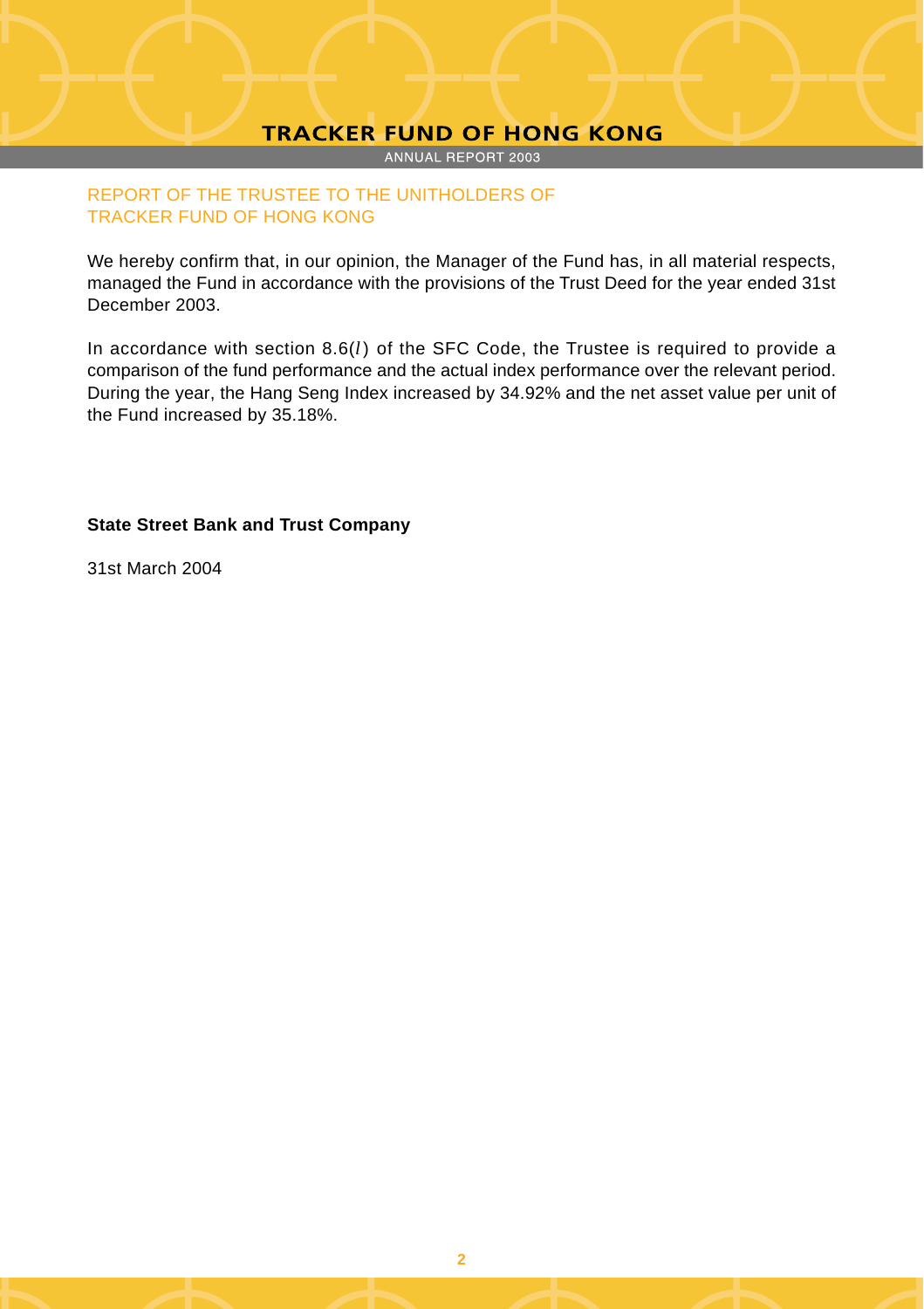## REPORT OF THE TRUSTEE TO THE UNITHOLDERS OF TRACKER FUND OF HONG KONG

We hereby confirm that, in our opinion, the Manager of the Fund has, in all material respects, managed the Fund in accordance with the provisions of the Trust Deed for the year ended 31st December 2003.

In accordance with section 8.6(*l*) of the SFC Code, the Trustee is required to provide a comparison of the fund performance and the actual index performance over the relevant period. During the year, the Hang Seng Index increased by 34.92% and the net asset value per unit of the Fund increased by 35.18%.

**State Street Bank and Trust Company**

31st March 2004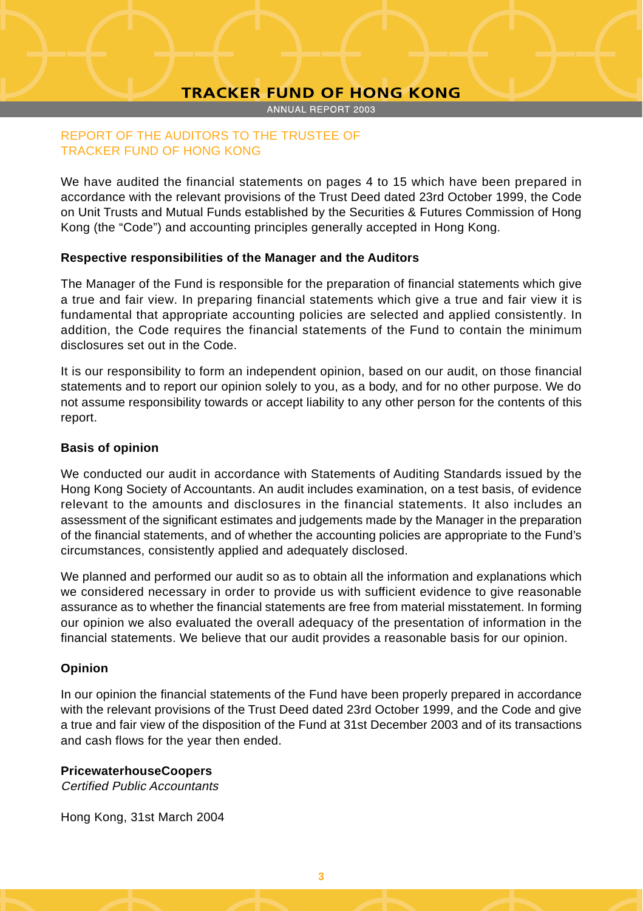# REPORT OF THE AUDITORS TO THE TRUSTEE OF TRACKER FUND OF HONG KONG

We have audited the financial statements on pages 4 to 15 which have been prepared in accordance with the relevant provisions of the Trust Deed dated 23rd October 1999, the Code on Unit Trusts and Mutual Funds established by the Securities & Futures Commission of Hong Kong (the "Code") and accounting principles generally accepted in Hong Kong.

**Respective responsibilities of the Manager and the Auditors**

The Manager of the Fund is responsible for the preparation of financial statements which give a true and fair view. In preparing financial statements which give a true and fair view it is fundamental that appropriate accounting policies are selected and applied consistently. In addition, the Code requires the financial statements of the Fund to contain the minimum disclosures set out in the Code.

It is our responsibility to form an independent opinion, based on our audit, on those financial statements and to report our opinion solely to you, as a body, and for no other purpose. We do not assume responsibility towards or accept liability to any other person for the contents of this report.

**Basis of opinion**

We conducted our audit in accordance with Statements of Auditing Standards issued by the Hong Kong Society of Accountants. An audit includes examination, on a test basis, of evidence relevant to the amounts and disclosures in the financial statements. It also includes an assessment of the significant estimates and judgements made by the Manager in the preparation of the financial statements, and of whether the accounting policies are appropriate to the Fund's circumstances, consistently applied and adequately disclosed.

We planned and performed our audit so as to obtain all the information and explanations which we considered necessary in order to provide us with sufficient evidence to give reasonable assurance as to whether the financial statements are free from material misstatement. In forming our opinion we also evaluated the overall adequacy of the presentation of information in the financial statements. We believe that our audit provides a reasonable basis for our opinion.

**Opinion**

In our opinion the financial statements of the Fund have been properly prepared in accordance with the relevant provisions of the Trust Deed dated 23rd October 1999, and the Code and give a true and fair view of the disposition of the Fund at 31st December 2003 and of its transactions and cash flows for the year then ended.

**PricewaterhouseCoopers**
*Certified Public Accountants*

Hong Kong, 31st March 2004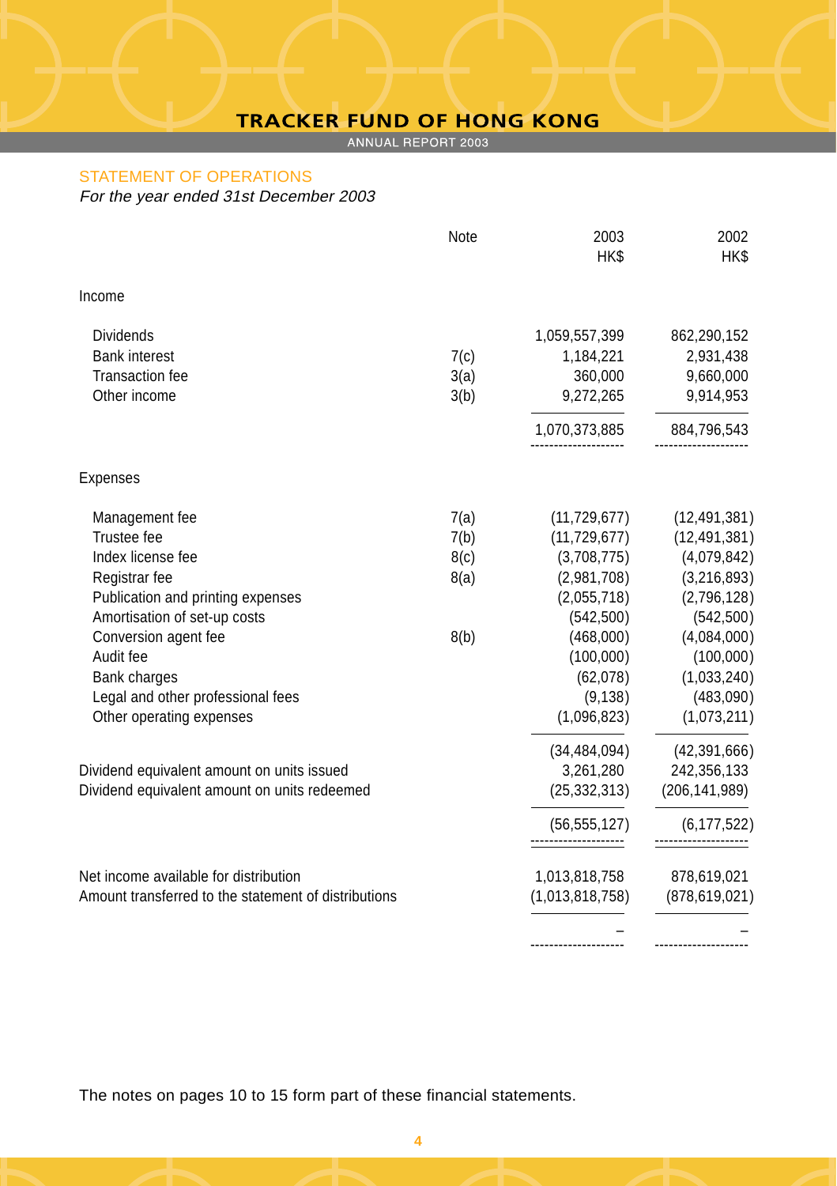## STATEMENT OF OPERATIONS

*For the year ended 31st December 2003*

| | Note | 2003 HK$ | 2002 HK$ |
|---|---|---|---|
| **Income** | | | |
| Dividends | | 1,059,557,399 | 862,290,152 |
| Bank interest | 7(c) | 1,184,221 | 2,931,438 |
| Transaction fee | 3(a) | 360,000 | 9,660,000 |
| Other income | 3(b) | 9,272,265 | 9,914,953 |
| | | 1,070,373,885 | 884,796,543 |
| **Expenses** | | | |
| Management fee | 7(a) | (11,729,677) | (12,491,381) |
| Trustee fee | 7(b) | (11,729,677) | (12,491,381) |
| Index license fee | 8(c) | (3,708,775) | (4,079,842) |
| Registrar fee | 8(a) | (2,981,708) | (3,216,893) |
| Publication and printing expenses | | (2,055,718) | (2,796,128) |
| Amortisation of set-up costs | | (542,500) | (542,500) |
| Conversion agent fee | 8(b) | (468,000) | (4,084,000) |
| Audit fee | | (100,000) | (100,000) |
| Bank charges | | (62,078) | (1,033,240) |
| Legal and other professional fees | | (9,138) | (483,090) |
| Other operating expenses | | (1,096,823) | (1,073,211) |
| | | (34,484,094) | (42,391,666) |
| Dividend equivalent amount on units issued | | 3,261,280 | 242,356,133 |
| Dividend equivalent amount on units redeemed | | (25,332,313) | (206,141,989) |
| | | (56,555,127) | (6,177,522) |
| Net income available for distribution | | 1,013,818,758 | 878,619,021 |
| Amount transferred to the statement of distributions | | (1,013,818,758) | (878,619,021) |
| | | – | – |

The notes on pages 10 to 15 form part of these financial statements.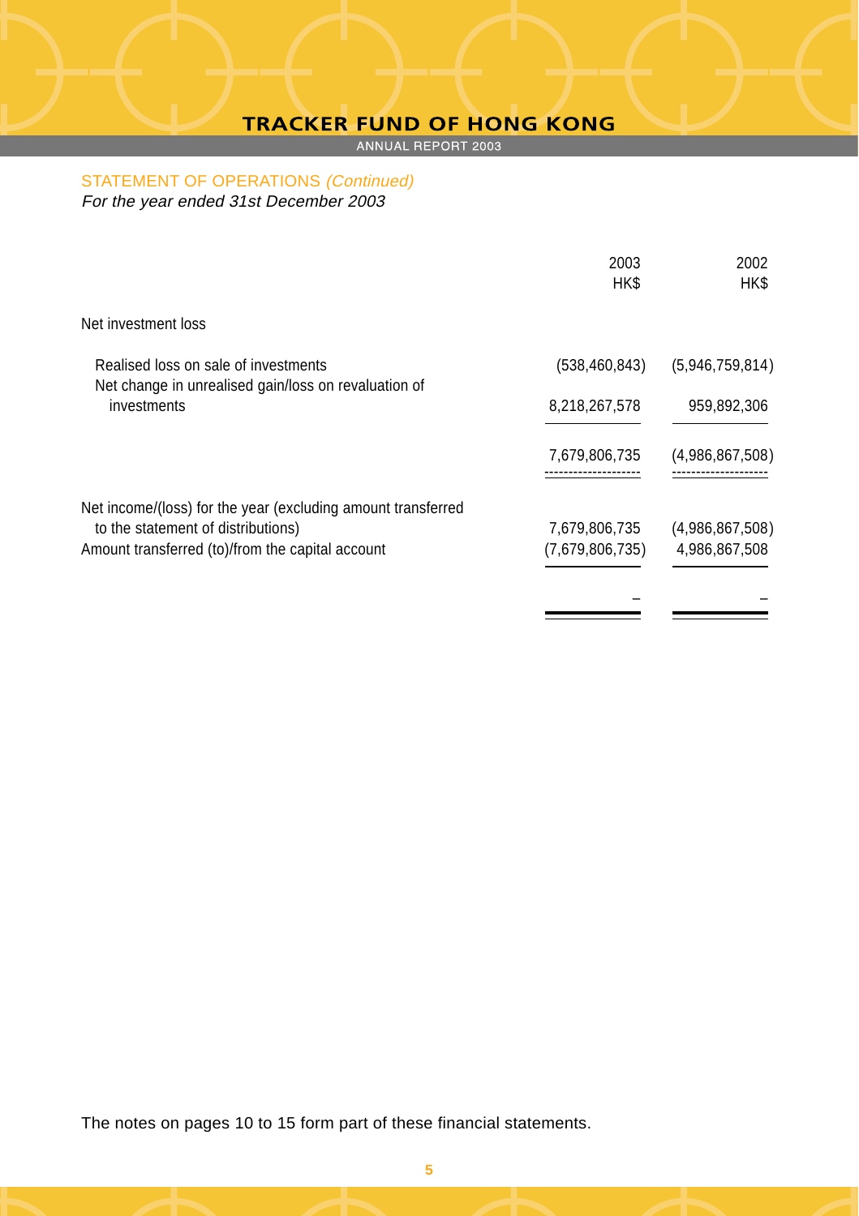## STATEMENT OF OPERATIONS *(Continued)*

*For the year ended 31st December 2003*

| | 2003 HK$ | 2002 HK$ |
|---|---|---|
| **Net investment loss** | | |
| Realised loss on sale of investments | (538,460,843) | (5,946,759,814) |
| Net change in unrealised gain/loss on revaluation of investments | 8,218,267,578 | 959,892,306 |
| | 7,679,806,735 | (4,986,867,508) |
| Net income/(loss) for the year (excluding amount transferred to the statement of distributions) | 7,679,806,735 | (4,986,867,508) |
| Amount transferred (to)/from the capital account | (7,679,806,735) | 4,986,867,508 |
| | – | – |

The notes on pages 10 to 15 form part of these financial statements.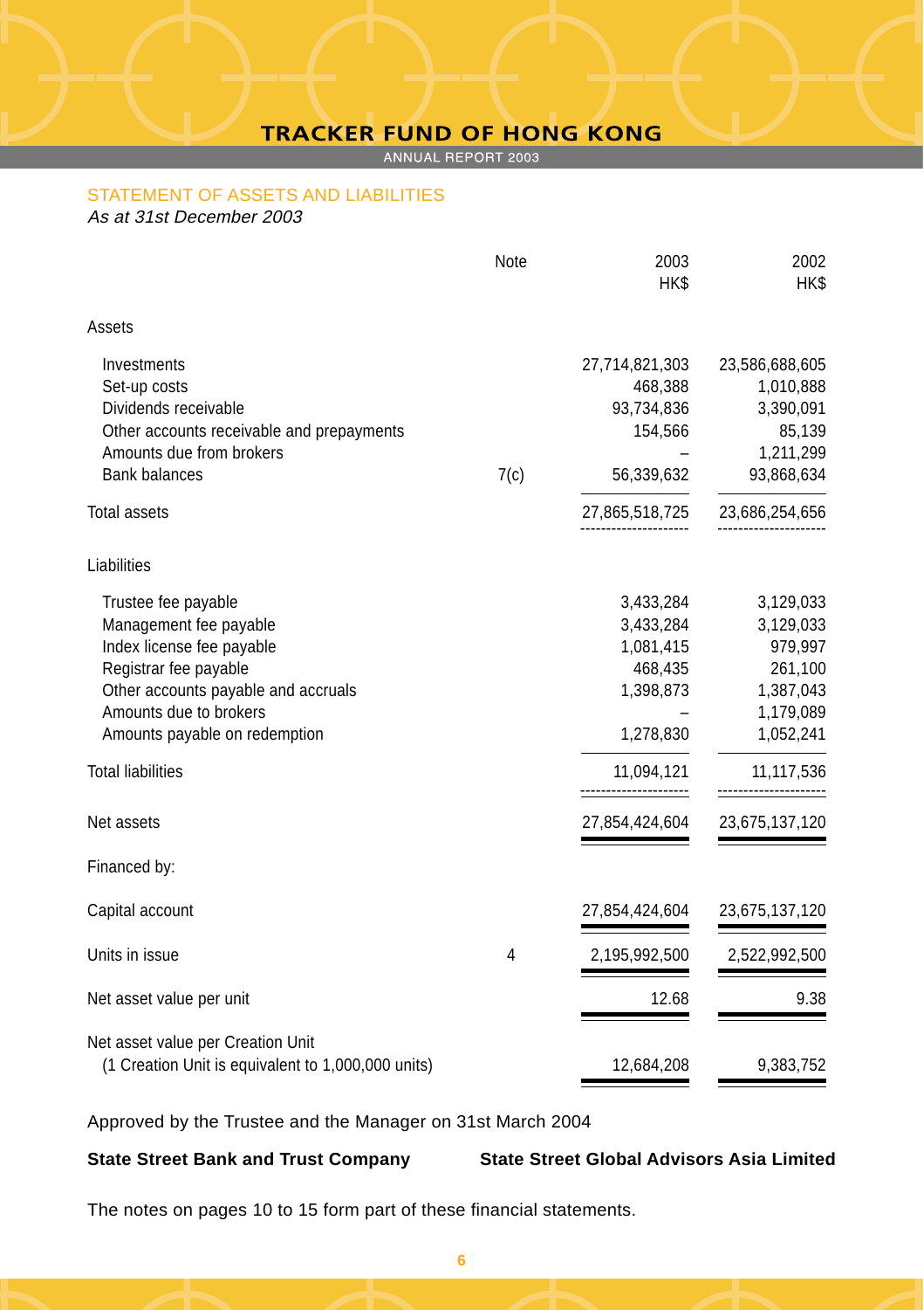## STATEMENT OF ASSETS AND LIABILITIES

*As at 31st December 2003*

| | Note | 2003 HK$ | 2002 HK$ |
|---|---|---|---|
| **Assets** | | | |
| Investments | | 27,714,821,303 | 23,586,688,605 |
| Set-up costs | | 468,388 | 1,010,888 |
| Dividends receivable | | 93,734,836 | 3,390,091 |
| Other accounts receivable and prepayments | | 154,566 | 85,139 |
| Amounts due from brokers | | – | 1,211,299 |
| Bank balances | 7(c) | 56,339,632 | 93,868,634 |
| Total assets | | 27,865,518,725 | 23,686,254,656 |
| **Liabilities** | | | |
| Trustee fee payable | | 3,433,284 | 3,129,033 |
| Management fee payable | | 3,433,284 | 3,129,033 |
| Index license fee payable | | 1,081,415 | 979,997 |
| Registrar fee payable | | 468,435 | 261,100 |
| Other accounts payable and accruals | | 1,398,873 | 1,387,043 |
| Amounts due to brokers | | – | 1,179,089 |
| Amounts payable on redemption | | 1,278,830 | 1,052,241 |
| Total liabilities | | 11,094,121 | 11,117,536 |
| Net assets | | 27,854,424,604 | 23,675,137,120 |
| Financed by: | | | |
| Capital account | | 27,854,424,604 | 23,675,137,120 |
| Units in issue | 4 | 2,195,992,500 | 2,522,992,500 |
| Net asset value per unit | | 12.68 | 9.38 |
| Net asset value per Creation Unit (1 Creation Unit is equivalent to 1,000,000 units) | | 12,684,208 | 9,383,752 |

Approved by the Trustee and the Manager on 31st March 2004

**State Street Bank and Trust Company** **State Street Global Advisors Asia Limited**

The notes on pages 10 to 15 form part of these financial statements.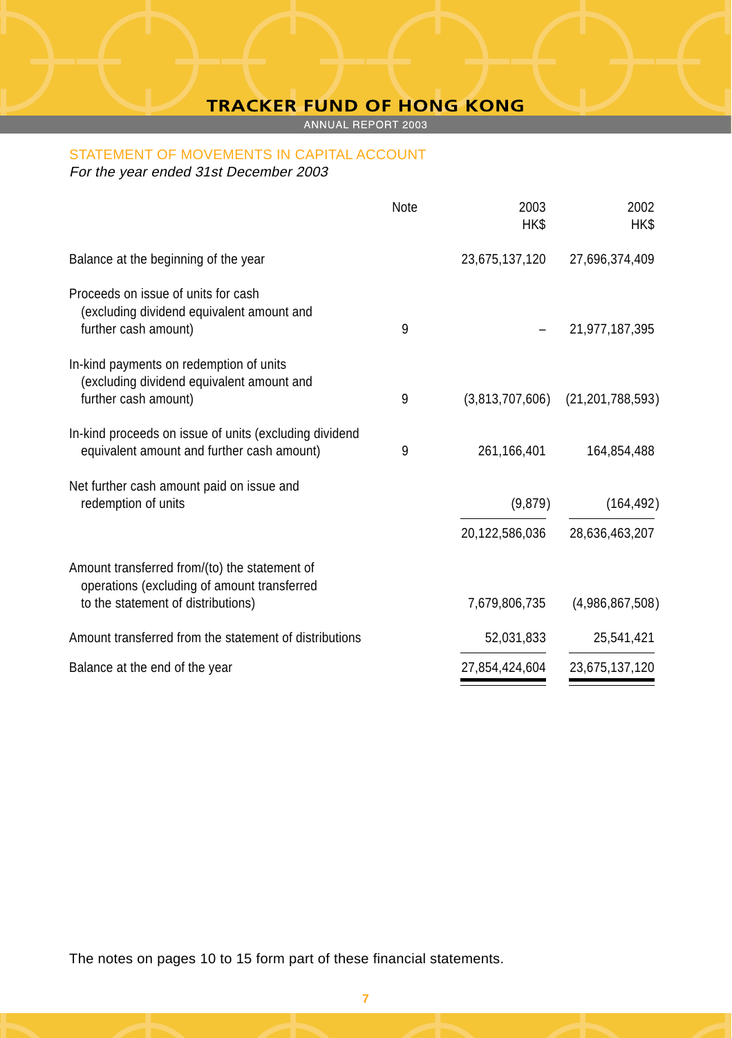## STATEMENT OF MOVEMENTS IN CAPITAL ACCOUNT

*For the year ended 31st December 2003*

| | Note | 2003<br>HK$ | 2002<br>HK$ |
|---|---|---|---|
| Balance at the beginning of the year | | 23,675,137,120 | 27,696,374,409 |
| Proceeds on issue of units for cash (excluding dividend equivalent amount and further cash amount) | 9 | – | 21,977,187,395 |
| In-kind payments on redemption of units (excluding dividend equivalent amount and further cash amount) | 9 | (3,813,707,606) | (21,201,788,593) |
| In-kind proceeds on issue of units (excluding dividend equivalent amount and further cash amount) | 9 | 261,166,401 | 164,854,488 |
| Net further cash amount paid on issue and redemption of units | | (9,879) | (164,492) |
| | | 20,122,586,036 | 28,636,463,207 |
| Amount transferred from/(to) the statement of operations (excluding of amount transferred to the statement of distributions) | | 7,679,806,735 | (4,986,867,508) |
| Amount transferred from the statement of distributions | | 52,031,833 | 25,541,421 |
| Balance at the end of the year | | 27,854,424,604 | 23,675,137,120 |

The notes on pages 10 to 15 form part of these financial statements.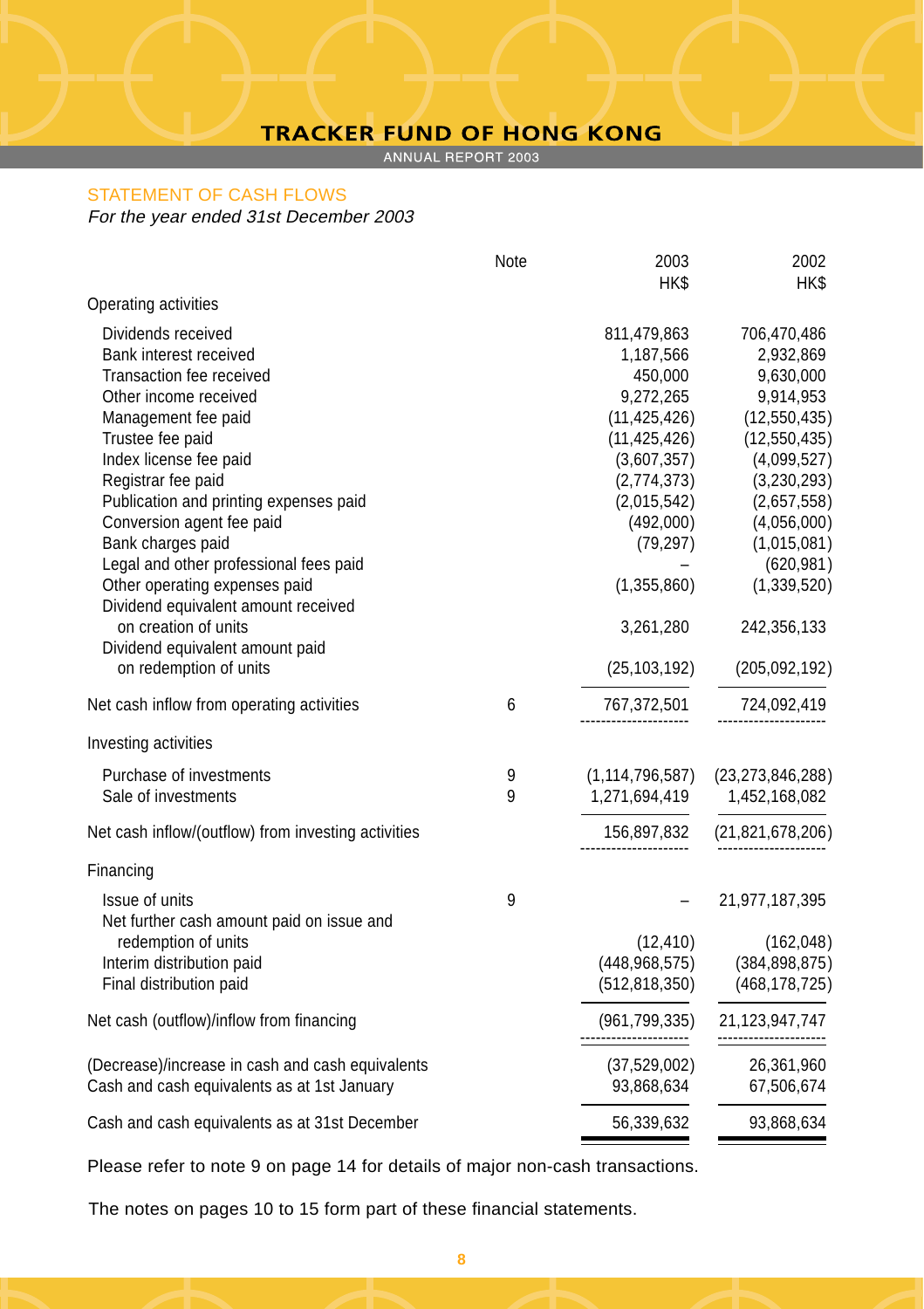## STATEMENT OF CASH FLOWS

*For the year ended 31st December 2003*

| | Note | 2003 HK$ | 2002 HK$ |
|---|---|---|---|
| **Operating activities** | | | |
| Dividends received | | 811,479,863 | 706,470,486 |
| Bank interest received | | 1,187,566 | 2,932,869 |
| Transaction fee received | | 450,000 | 9,630,000 |
| Other income received | | 9,272,265 | 9,914,953 |
| Management fee paid | | (11,425,426) | (12,550,435) |
| Trustee fee paid | | (11,425,426) | (12,550,435) |
| Index license fee paid | | (3,607,357) | (4,099,527) |
| Registrar fee paid | | (2,774,373) | (3,230,293) |
| Publication and printing expenses paid | | (2,015,542) | (2,657,558) |
| Conversion agent fee paid | | (492,000) | (4,056,000) |
| Bank charges paid | | (79,297) | (1,015,081) |
| Legal and other professional fees paid | | – | (620,981) |
| Other operating expenses paid | | (1,355,860) | (1,339,520) |
| Dividend equivalent amount received on creation of units | | 3,261,280 | 242,356,133 |
| Dividend equivalent amount paid on redemption of units | | (25,103,192) | (205,092,192) |
| Net cash inflow from operating activities | 6 | 767,372,501 | 724,092,419 |
| **Investing activities** | | | |
| Purchase of investments | 9 | (1,114,796,587) | (23,273,846,288) |
| Sale of investments | 9 | 1,271,694,419 | 1,452,168,082 |
| Net cash inflow/(outflow) from investing activities | | 156,897,832 | (21,821,678,206) |
| **Financing** | | | |
| Issue of units | 9 | – | 21,977,187,395 |
| Net further cash amount paid on issue and redemption of units | | (12,410) | (162,048) |
| Interim distribution paid | | (448,968,575) | (384,898,875) |
| Final distribution paid | | (512,818,350) | (468,178,725) |
| Net cash (outflow)/inflow from financing | | (961,799,335) | 21,123,947,747 |
| (Decrease)/increase in cash and cash equivalents | | (37,529,002) | 26,361,960 |
| Cash and cash equivalents as at 1st January | | 93,868,634 | 67,506,674 |
| Cash and cash equivalents as at 31st December | | 56,339,632 | 93,868,634 |

Please refer to note 9 on page 14 for details of major non-cash transactions.

The notes on pages 10 to 15 form part of these financial statements.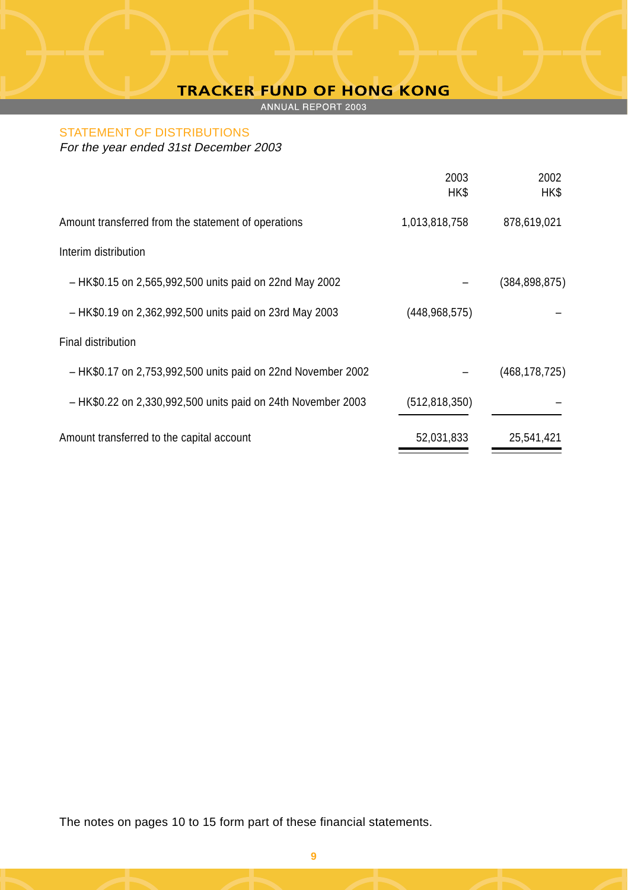## STATEMENT OF DISTRIBUTIONS

*For the year ended 31st December 2003*

| | 2003 HK$ | 2002 HK$ |
|---|---|---|
| Amount transferred from the statement of operations | 1,013,818,758 | 878,619,021 |
| Interim distribution | | |
| – HK$0.15 on 2,565,992,500 units paid on 22nd May 2002 | – | (384,898,875) |
| – HK$0.19 on 2,362,992,500 units paid on 23rd May 2003 | (448,968,575) | – |
| Final distribution | | |
| – HK$0.17 on 2,753,992,500 units paid on 22nd November 2002 | – | (468,178,725) |
| – HK$0.22 on 2,330,992,500 units paid on 24th November 2003 | (512,818,350) | – |
| Amount transferred to the capital account | 52,031,833 | 25,541,421 |

The notes on pages 10 to 15 form part of these financial statements.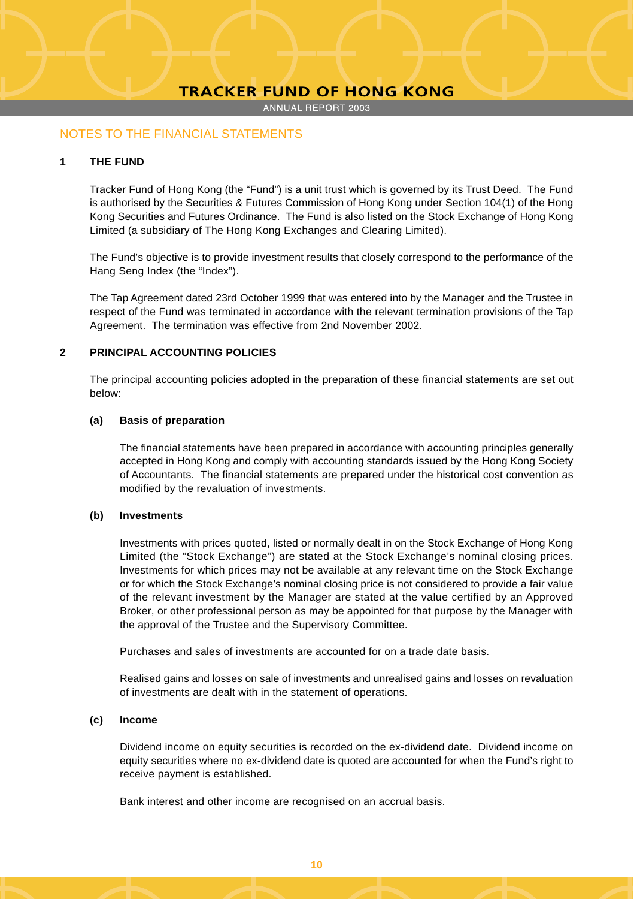# NOTES TO THE FINANCIAL STATEMENTS

## 1 THE FUND

Tracker Fund of Hong Kong (the "Fund") is a unit trust which is governed by its Trust Deed. The Fund is authorised by the Securities & Futures Commission of Hong Kong under Section 104(1) of the Hong Kong Securities and Futures Ordinance. The Fund is also listed on the Stock Exchange of Hong Kong Limited (a subsidiary of The Hong Kong Exchanges and Clearing Limited).

The Fund's objective is to provide investment results that closely correspond to the performance of the Hang Seng Index (the "Index").

The Tap Agreement dated 23rd October 1999 that was entered into by the Manager and the Trustee in respect of the Fund was terminated in accordance with the relevant termination provisions of the Tap Agreement. The termination was effective from 2nd November 2002.

## 2 PRINCIPAL ACCOUNTING POLICIES

The principal accounting policies adopted in the preparation of these financial statements are set out below:

### (a) Basis of preparation

The financial statements have been prepared in accordance with accounting principles generally accepted in Hong Kong and comply with accounting standards issued by the Hong Kong Society of Accountants. The financial statements are prepared under the historical cost convention as modified by the revaluation of investments.

### (b) Investments

Investments with prices quoted, listed or normally dealt in on the Stock Exchange of Hong Kong Limited (the "Stock Exchange") are stated at the Stock Exchange's nominal closing prices. Investments for which prices may not be available at any relevant time on the Stock Exchange or for which the Stock Exchange's nominal closing price is not considered to provide a fair value of the relevant investment by the Manager are stated at the value certified by an Approved Broker, or other professional person as may be appointed for that purpose by the Manager with the approval of the Trustee and the Supervisory Committee.

Purchases and sales of investments are accounted for on a trade date basis.

Realised gains and losses on sale of investments and unrealised gains and losses on revaluation of investments are dealt with in the statement of operations.

### (c) Income

Dividend income on equity securities is recorded on the ex-dividend date. Dividend income on equity securities where no ex-dividend date is quoted are accounted for when the Fund's right to receive payment is established.

Bank interest and other income are recognised on an accrual basis.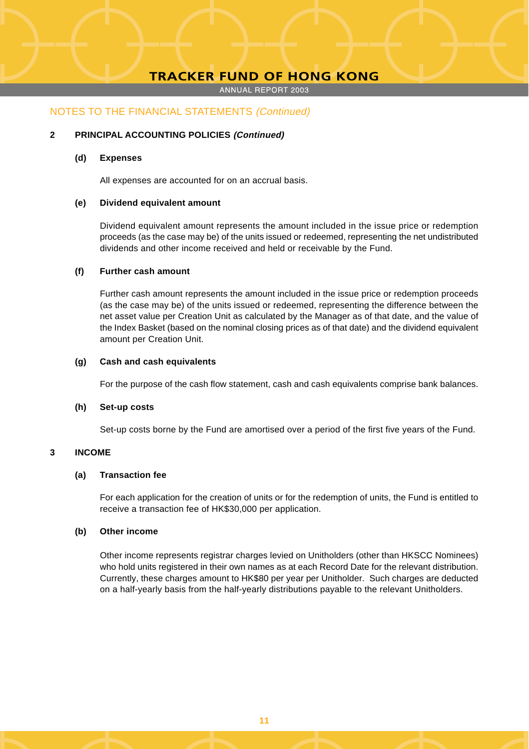## NOTES TO THE FINANCIAL STATEMENTS *(Continued)*

### 2 PRINCIPAL ACCOUNTING POLICIES *(Continued)*

#### (d) Expenses

All expenses are accounted for on an accrual basis.

#### (e) Dividend equivalent amount

Dividend equivalent amount represents the amount included in the issue price or redemption proceeds (as the case may be) of the units issued or redeemed, representing the net undistributed dividends and other income received and held or receivable by the Fund.

#### (f) Further cash amount

Further cash amount represents the amount included in the issue price or redemption proceeds (as the case may be) of the units issued or redeemed, representing the difference between the net asset value per Creation Unit as calculated by the Manager as of that date, and the value of the Index Basket (based on the nominal closing prices as of that date) and the dividend equivalent amount per Creation Unit.

#### (g) Cash and cash equivalents

For the purpose of the cash flow statement, cash and cash equivalents comprise bank balances.

#### (h) Set-up costs

Set-up costs borne by the Fund are amortised over a period of the first five years of the Fund.

### 3 INCOME

#### (a) Transaction fee

For each application for the creation of units or for the redemption of units, the Fund is entitled to receive a transaction fee of HK$30,000 per application.

#### (b) Other income

Other income represents registrar charges levied on Unitholders (other than HKSCC Nominees) who hold units registered in their own names as at each Record Date for the relevant distribution. Currently, these charges amount to HK$80 per year per Unitholder. Such charges are deducted on a half-yearly basis from the half-yearly distributions payable to the relevant Unitholders.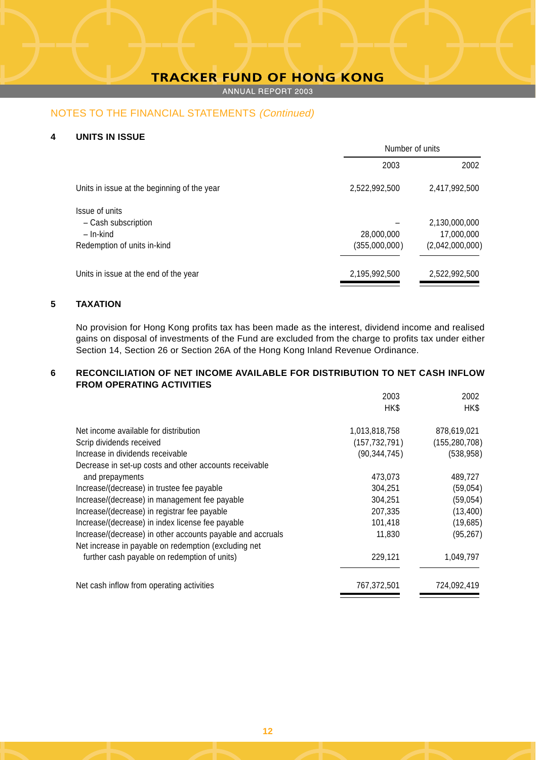## NOTES TO THE FINANCIAL STATEMENTS *(Continued)*

### 4 UNITS IN ISSUE

| | Number of units | |
|---|---|---|
| | 2003 | 2002 |
| Units in issue at the beginning of the year | 2,522,992,500 | 2,417,992,500 |
| Issue of units | | |
| – Cash subscription | – | 2,130,000,000 |
| – In-kind | 28,000,000 | 17,000,000 |
| Redemption of units in-kind | (355,000,000) | (2,042,000,000) |
| Units in issue at the end of the year | 2,195,992,500 | 2,522,992,500 |

### 5 TAXATION

No provision for Hong Kong profits tax has been made as the interest, dividend income and realised gains on disposal of investments of the Fund are excluded from the charge to profits tax under either Section 14, Section 26 or Section 26A of the Hong Kong Inland Revenue Ordinance.

### 6 RECONCILIATION OF NET INCOME AVAILABLE FOR DISTRIBUTION TO NET CASH INFLOW FROM OPERATING ACTIVITIES

| | 2003 | 2002 |
|---|---|---|
| | HK$ | HK$ |
| Net income available for distribution | 1,013,818,758 | 878,619,021 |
| Scrip dividends received | (157,732,791) | (155,280,708) |
| Increase in dividends receivable | (90,344,745) | (538,958) |
| Decrease in set-up costs and other accounts receivable and prepayments | 473,073 | 489,727 |
| Increase/(decrease) in trustee fee payable | 304,251 | (59,054) |
| Increase/(decrease) in management fee payable | 304,251 | (59,054) |
| Increase/(decrease) in registrar fee payable | 207,335 | (13,400) |
| Increase/(decrease) in index license fee payable | 101,418 | (19,685) |
| Increase/(decrease) in other accounts payable and accruals | 11,830 | (95,267) |
| Net increase in payable on redemption (excluding net further cash payable on redemption of units) | 229,121 | 1,049,797 |
| Net cash inflow from operating activities | 767,372,501 | 724,092,419 |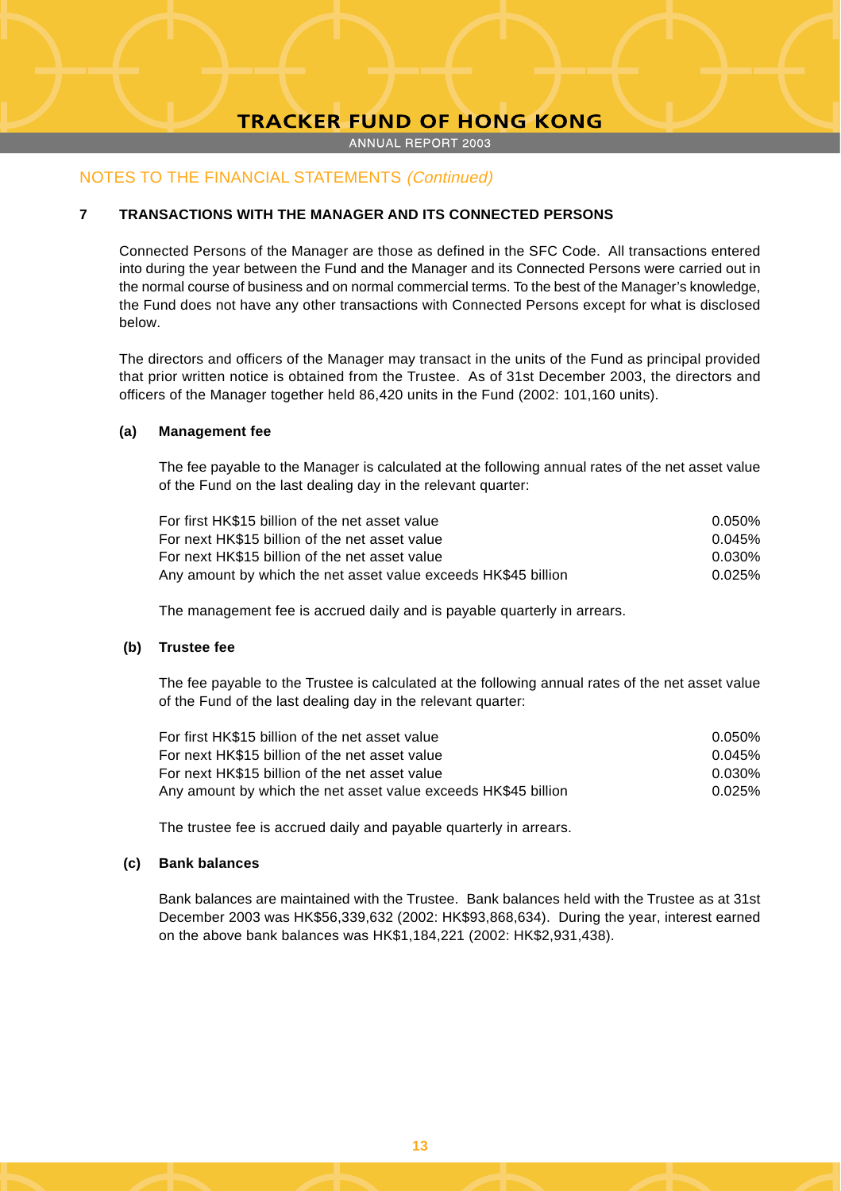## NOTES TO THE FINANCIAL STATEMENTS *(Continued)*

### 7 TRANSACTIONS WITH THE MANAGER AND ITS CONNECTED PERSONS

Connected Persons of the Manager are those as defined in the SFC Code. All transactions entered into during the year between the Fund and the Manager and its Connected Persons were carried out in the normal course of business and on normal commercial terms. To the best of the Manager's knowledge, the Fund does not have any other transactions with Connected Persons except for what is disclosed below.

The directors and officers of the Manager may transact in the units of the Fund as principal provided that prior written notice is obtained from the Trustee. As of 31st December 2003, the directors and officers of the Manager together held 86,420 units in the Fund (2002: 101,160 units).

#### (a) Management fee

The fee payable to the Manager is calculated at the following annual rates of the net asset value of the Fund on the last dealing day in the relevant quarter:

| | |
|---|---|
| For first HK$15 billion of the net asset value | 0.050% |
| For next HK$15 billion of the net asset value | 0.045% |
| For next HK$15 billion of the net asset value | 0.030% |
| Any amount by which the net asset value exceeds HK$45 billion | 0.025% |

The management fee is accrued daily and is payable quarterly in arrears.

#### (b) Trustee fee

The fee payable to the Trustee is calculated at the following annual rates of the net asset value of the Fund of the last dealing day in the relevant quarter:

| | |
|---|---|
| For first HK$15 billion of the net asset value | 0.050% |
| For next HK$15 billion of the net asset value | 0.045% |
| For next HK$15 billion of the net asset value | 0.030% |
| Any amount by which the net asset value exceeds HK$45 billion | 0.025% |

The trustee fee is accrued daily and payable quarterly in arrears.

#### (c) Bank balances

Bank balances are maintained with the Trustee. Bank balances held with the Trustee as at 31st December 2003 was HK$56,339,632 (2002: HK$93,868,634). During the year, interest earned on the above bank balances was HK$1,184,221 (2002: HK$2,931,438).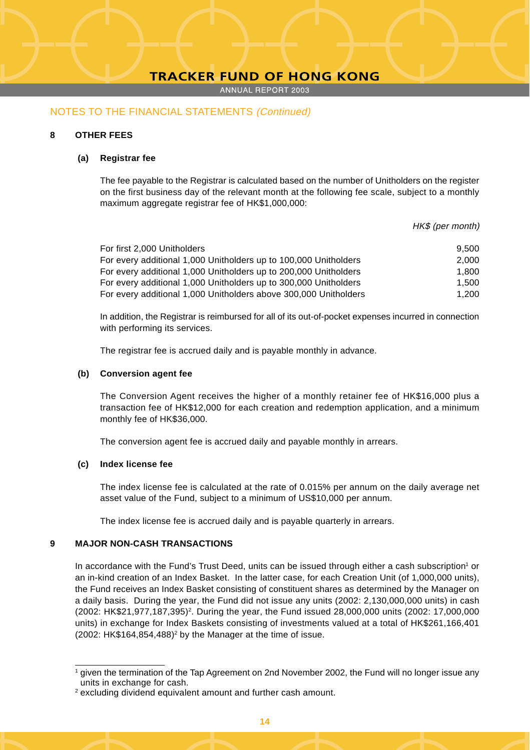## NOTES TO THE FINANCIAL STATEMENTS *(Continued)*

### 8 OTHER FEES

#### (a) Registrar fee

The fee payable to the Registrar is calculated based on the number of Unitholders on the register on the first business day of the relevant month at the following fee scale, subject to a monthly maximum aggregate registrar fee of HK$1,000,000:

| | *HK$ (per month)* |
|---|---|
| For first 2,000 Unitholders | 9,500 |
| For every additional 1,000 Unitholders up to 100,000 Unitholders | 2,000 |
| For every additional 1,000 Unitholders up to 200,000 Unitholders | 1,800 |
| For every additional 1,000 Unitholders up to 300,000 Unitholders | 1,500 |
| For every additional 1,000 Unitholders above 300,000 Unitholders | 1,200 |

In addition, the Registrar is reimbursed for all of its out-of-pocket expenses incurred in connection with performing its services.

The registrar fee is accrued daily and is payable monthly in advance.

#### (b) Conversion agent fee

The Conversion Agent receives the higher of a monthly retainer fee of HK$16,000 plus a transaction fee of HK$12,000 for each creation and redemption application, and a minimum monthly fee of HK$36,000.

The conversion agent fee is accrued daily and payable monthly in arrears.

#### (c) Index license fee

The index license fee is calculated at the rate of 0.015% per annum on the daily average net asset value of the Fund, subject to a minimum of US$10,000 per annum.

The index license fee is accrued daily and is payable quarterly in arrears.

### 9 MAJOR NON-CASH TRANSACTIONS

In accordance with the Fund's Trust Deed, units can be issued through either a cash subscription[1] or an in-kind creation of an Index Basket. In the latter case, for each Creation Unit (of 1,000,000 units), the Fund receives an Index Basket consisting of constituent shares as determined by the Manager on a daily basis. During the year, the Fund did not issue any units (2002: 2,130,000,000 units) in cash (2002: HK$21,977,187,395)[2]. During the year, the Fund issued 28,000,000 units (2002: 17,000,000 units) in exchange for Index Baskets consisting of investments valued at a total of HK$261,166,401 (2002: HK$164,854,488)[2] by the Manager at the time of issue.

---

[1] given the termination of the Tap Agreement on 2nd November 2002, the Fund will no longer issue any units in exchange for cash.

[2] excluding dividend equivalent amount and further cash amount.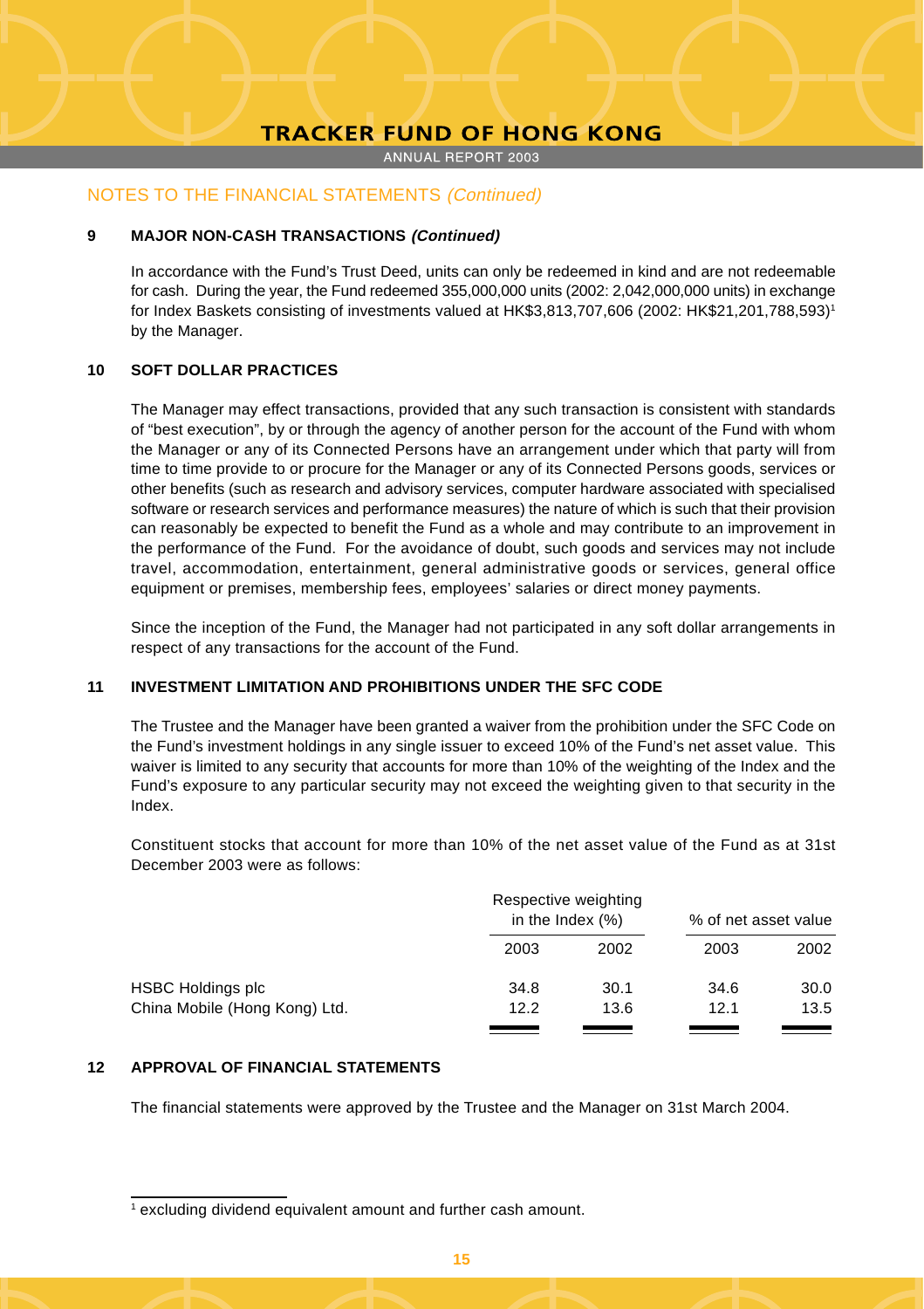## NOTES TO THE FINANCIAL STATEMENTS *(Continued)*

### 9 MAJOR NON-CASH TRANSACTIONS *(Continued)*

In accordance with the Fund's Trust Deed, units can only be redeemed in kind and are not redeemable for cash. During the year, the Fund redeemed 355,000,000 units (2002: 2,042,000,000 units) in exchange for Index Baskets consisting of investments valued at HK$3,813,707,606 (2002: HK$21,201,788,593)[1] by the Manager.

### 10 SOFT DOLLAR PRACTICES

The Manager may effect transactions, provided that any such transaction is consistent with standards of "best execution", by or through the agency of another person for the account of the Fund with whom the Manager or any of its Connected Persons have an arrangement under which that party will from time to time provide to or procure for the Manager or any of its Connected Persons goods, services or other benefits (such as research and advisory services, computer hardware associated with specialised software or research services and performance measures) the nature of which is such that their provision can reasonably be expected to benefit the Fund as a whole and may contribute to an improvement in the performance of the Fund. For the avoidance of doubt, such goods and services may not include travel, accommodation, entertainment, general administrative goods or services, general office equipment or premises, membership fees, employees' salaries or direct money payments.

Since the inception of the Fund, the Manager had not participated in any soft dollar arrangements in respect of any transactions for the account of the Fund.

### 11 INVESTMENT LIMITATION AND PROHIBITIONS UNDER THE SFC CODE

The Trustee and the Manager have been granted a waiver from the prohibition under the SFC Code on the Fund's investment holdings in any single issuer to exceed 10% of the Fund's net asset value. This waiver is limited to any security that accounts for more than 10% of the weighting of the Index and the Fund's exposure to any particular security may not exceed the weighting given to that security in the Index.

Constituent stocks that account for more than 10% of the net asset value of the Fund as at 31st December 2003 were as follows:

| | Respective weighting in the Index (%) | | % of net asset value | |
|---|---|---|---|---|
| | 2003 | 2002 | 2003 | 2002 |
| HSBC Holdings plc | 34.8 | 30.1 | 34.6 | 30.0 |
| China Mobile (Hong Kong) Ltd. | 12.2 | 13.6 | 12.1 | 13.5 |

### 12 APPROVAL OF FINANCIAL STATEMENTS

The financial statements were approved by the Trustee and the Manager on 31st March 2004.

---

[1] excluding dividend equivalent amount and further cash amount.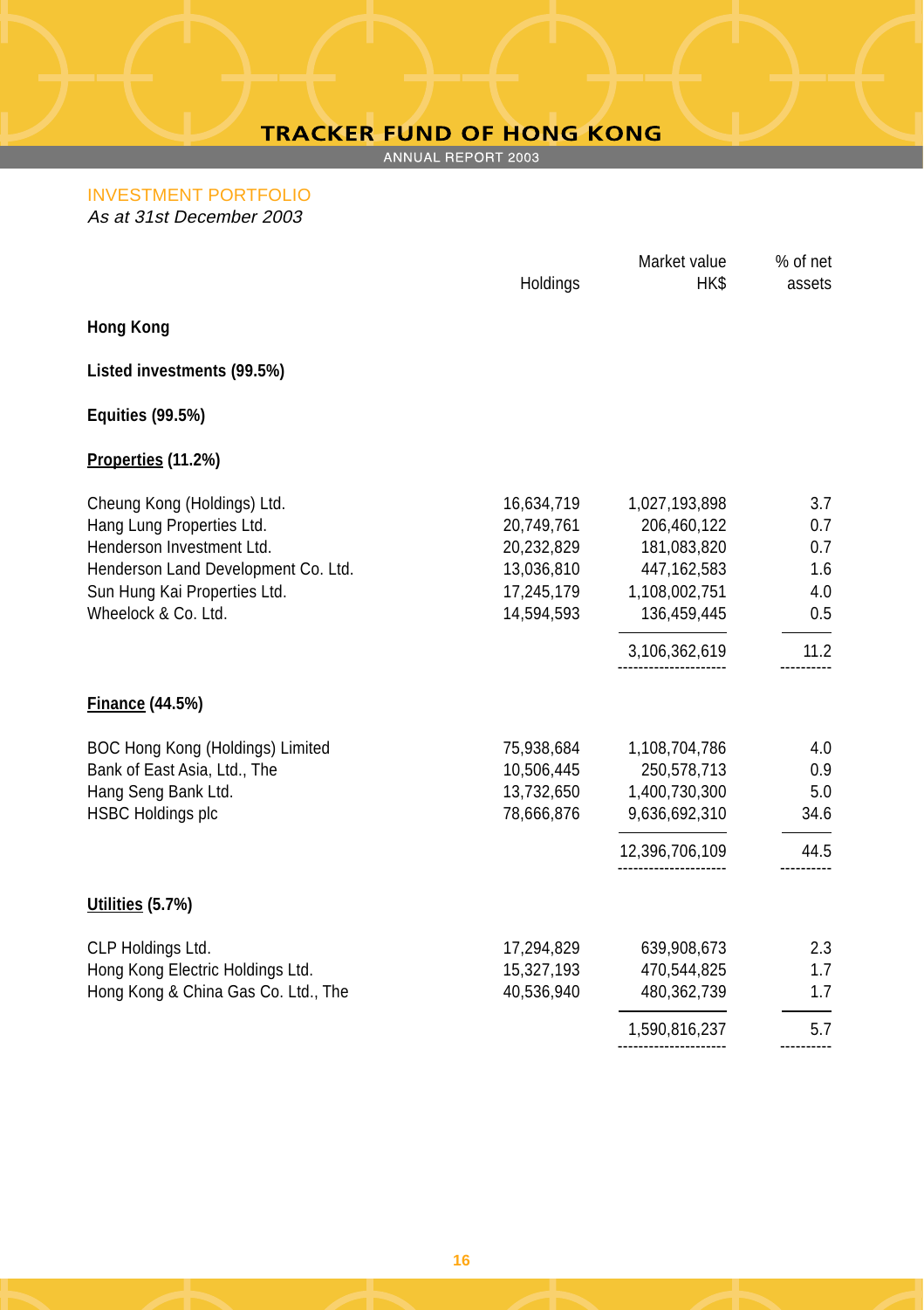## INVESTMENT PORTFOLIO

*As at 31st December 2003*

| | Holdings | Market value HK$ | % of net assets |
|---|---|---|---|
| **Hong Kong** | | | |
| **Listed investments (99.5%)** | | | |
| **Equities (99.5%)** | | | |
| **<u>Properties</u> (11.2%)** | | | |
| Cheung Kong (Holdings) Ltd. | 16,634,719 | 1,027,193,898 | 3.7 |
| Hang Lung Properties Ltd. | 20,749,761 | 206,460,122 | 0.7 |
| Henderson Investment Ltd. | 20,232,829 | 181,083,820 | 0.7 |
| Henderson Land Development Co. Ltd. | 13,036,810 | 447,162,583 | 1.6 |
| Sun Hung Kai Properties Ltd. | 17,245,179 | 1,108,002,751 | 4.0 |
| Wheelock & Co. Ltd. | 14,594,593 | 136,459,445 | 0.5 |
| | | 3,106,362,619 | 11.2 |
| **<u>Finance</u> (44.5%)** | | | |
| BOC Hong Kong (Holdings) Limited | 75,938,684 | 1,108,704,786 | 4.0 |
| Bank of East Asia, Ltd., The | 10,506,445 | 250,578,713 | 0.9 |
| Hang Seng Bank Ltd. | 13,732,650 | 1,400,730,300 | 5.0 |
| HSBC Holdings plc | 78,666,876 | 9,636,692,310 | 34.6 |
| | | 12,396,706,109 | 44.5 |
| **<u>Utilities</u> (5.7%)** | | | |
| CLP Holdings Ltd. | 17,294,829 | 639,908,673 | 2.3 |
| Hong Kong Electric Holdings Ltd. | 15,327,193 | 470,544,825 | 1.7 |
| Hong Kong & China Gas Co. Ltd., The | 40,536,940 | 480,362,739 | 1.7 |
| | | 1,590,816,237 | 5.7 |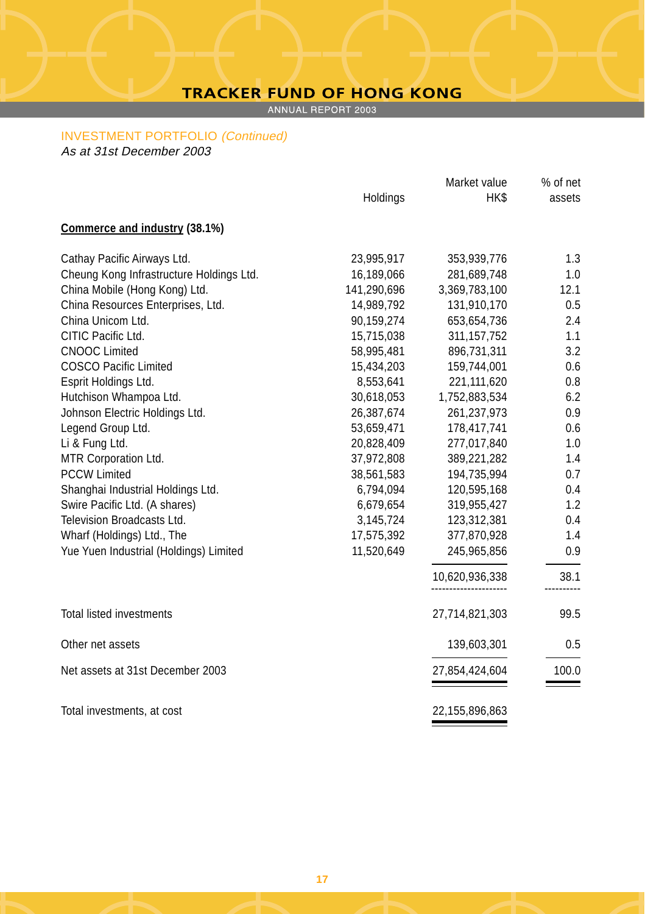## INVESTMENT PORTFOLIO *(Continued)*

*As at 31st December 2003*

| | Holdings | Market value HK$ | % of net assets |
|---|---|---|---|
| **Commerce and industry (38.1%)** | | | |
| Cathay Pacific Airways Ltd. | 23,995,917 | 353,939,776 | 1.3 |
| Cheung Kong Infrastructure Holdings Ltd. | 16,189,066 | 281,689,748 | 1.0 |
| China Mobile (Hong Kong) Ltd. | 141,290,696 | 3,369,783,100 | 12.1 |
| China Resources Enterprises, Ltd. | 14,989,792 | 131,910,170 | 0.5 |
| China Unicom Ltd. | 90,159,274 | 653,654,736 | 2.4 |
| CITIC Pacific Ltd. | 15,715,038 | 311,157,752 | 1.1 |
| CNOOC Limited | 58,995,481 | 896,731,311 | 3.2 |
| COSCO Pacific Limited | 15,434,203 | 159,744,001 | 0.6 |
| Esprit Holdings Ltd. | 8,553,641 | 221,111,620 | 0.8 |
| Hutchison Whampoa Ltd. | 30,618,053 | 1,752,883,534 | 6.2 |
| Johnson Electric Holdings Ltd. | 26,387,674 | 261,237,973 | 0.9 |
| Legend Group Ltd. | 53,659,471 | 178,417,741 | 0.6 |
| Li & Fung Ltd. | 20,828,409 | 277,017,840 | 1.0 |
| MTR Corporation Ltd. | 37,972,808 | 389,221,282 | 1.4 |
| PCCW Limited | 38,561,583 | 194,735,994 | 0.7 |
| Shanghai Industrial Holdings Ltd. | 6,794,094 | 120,595,168 | 0.4 |
| Swire Pacific Ltd. (A shares) | 6,679,654 | 319,955,427 | 1.2 |
| Television Broadcasts Ltd. | 3,145,724 | 123,312,381 | 0.4 |
| Wharf (Holdings) Ltd., The | 17,575,392 | 377,870,928 | 1.4 |
| Yue Yuen Industrial (Holdings) Limited | 11,520,649 | 245,965,856 | 0.9 |
| | | 10,620,936,338 | 38.1 |
| Total listed investments | | 27,714,821,303 | 99.5 |
| Other net assets | | 139,603,301 | 0.5 |
| Net assets at 31st December 2003 | | 27,854,424,604 | 100.0 |
| Total investments, at cost | | 22,155,896,863 | |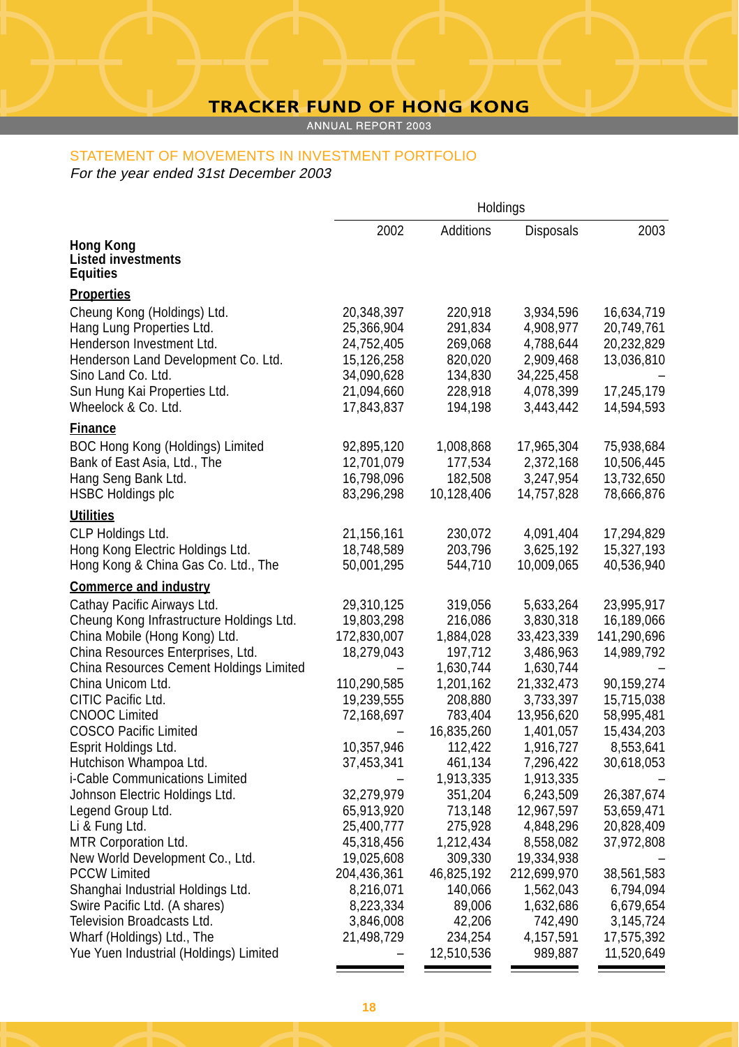## STATEMENT OF MOVEMENTS IN INVESTMENT PORTFOLIO

*For the year ended 31st December 2003*

| | Holdings | | | |
|---|---|---|---|---|
| | 2002 | Additions | Disposals | 2003 |
| **Hong Kong Listed investments Equities** | | | | |
| **Properties** | | | | |
| Cheung Kong (Holdings) Ltd. | 20,348,397 | 220,918 | 3,934,596 | 16,634,719 |
| Hang Lung Properties Ltd. | 25,366,904 | 291,834 | 4,908,977 | 20,749,761 |
| Henderson Investment Ltd. | 24,752,405 | 269,068 | 4,788,644 | 20,232,829 |
| Henderson Land Development Co. Ltd. | 15,126,258 | 820,020 | 2,909,468 | 13,036,810 |
| Sino Land Co. Ltd. | 34,090,628 | 134,830 | 34,225,458 | – |
| Sun Hung Kai Properties Ltd. | 21,094,660 | 228,918 | 4,078,399 | 17,245,179 |
| Wheelock & Co. Ltd. | 17,843,837 | 194,198 | 3,443,442 | 14,594,593 |
| **Finance** | | | | |
| BOC Hong Kong (Holdings) Limited | 92,895,120 | 1,008,868 | 17,965,304 | 75,938,684 |
| Bank of East Asia, Ltd., The | 12,701,079 | 177,534 | 2,372,168 | 10,506,445 |
| Hang Seng Bank Ltd. | 16,798,096 | 182,508 | 3,247,954 | 13,732,650 |
| HSBC Holdings plc | 83,296,298 | 10,128,406 | 14,757,828 | 78,666,876 |
| **Utilities** | | | | |
| CLP Holdings Ltd. | 21,156,161 | 230,072 | 4,091,404 | 17,294,829 |
| Hong Kong Electric Holdings Ltd. | 18,748,589 | 203,796 | 3,625,192 | 15,327,193 |
| Hong Kong & China Gas Co. Ltd., The | 50,001,295 | 544,710 | 10,009,065 | 40,536,940 |
| **Commerce and industry** | | | | |
| Cathay Pacific Airways Ltd. | 29,310,125 | 319,056 | 5,633,264 | 23,995,917 |
| Cheung Kong Infrastructure Holdings Ltd. | 19,803,298 | 216,086 | 3,830,318 | 16,189,066 |
| China Mobile (Hong Kong) Ltd. | 172,830,007 | 1,884,028 | 33,423,339 | 141,290,696 |
| China Resources Enterprises, Ltd. | 18,279,043 | 197,712 | 3,486,963 | 14,989,792 |
| China Resources Cement Holdings Limited | – | 1,630,744 | 1,630,744 | – |
| China Unicom Ltd. | 110,290,585 | 1,201,162 | 21,332,473 | 90,159,274 |
| CITIC Pacific Ltd. | 19,239,555 | 208,880 | 3,733,397 | 15,715,038 |
| CNOOC Limited | 72,168,697 | 783,404 | 13,956,620 | 58,995,481 |
| COSCO Pacific Limited | – | 16,835,260 | 1,401,057 | 15,434,203 |
| Esprit Holdings Ltd. | 10,357,946 | 112,422 | 1,916,727 | 8,553,641 |
| Hutchison Whampoa Ltd. | 37,453,341 | 461,134 | 7,296,422 | 30,618,053 |
| i-Cable Communications Limited | – | 1,913,335 | 1,913,335 | – |
| Johnson Electric Holdings Ltd. | 32,279,979 | 351,204 | 6,243,509 | 26,387,674 |
| Legend Group Ltd. | 65,913,920 | 713,148 | 12,967,597 | 53,659,471 |
| Li & Fung Ltd. | 25,400,777 | 275,928 | 4,848,296 | 20,828,409 |
| MTR Corporation Ltd. | 45,318,456 | 1,212,434 | 8,558,082 | 37,972,808 |
| New World Development Co., Ltd. | 19,025,608 | 309,330 | 19,334,938 | – |
| PCCW Limited | 204,436,361 | 46,825,192 | 212,699,970 | 38,561,583 |
| Shanghai Industrial Holdings Ltd. | 8,216,071 | 140,066 | 1,562,043 | 6,794,094 |
| Swire Pacific Ltd. (A shares) | 8,223,334 | 89,006 | 1,632,686 | 6,679,654 |
| Television Broadcasts Ltd. | 3,846,008 | 42,206 | 742,490 | 3,145,724 |
| Wharf (Holdings) Ltd., The | 21,498,729 | 234,254 | 4,157,591 | 17,575,392 |
| Yue Yuen Industrial (Holdings) Limited | – | 12,510,536 | 989,887 | 11,520,649 |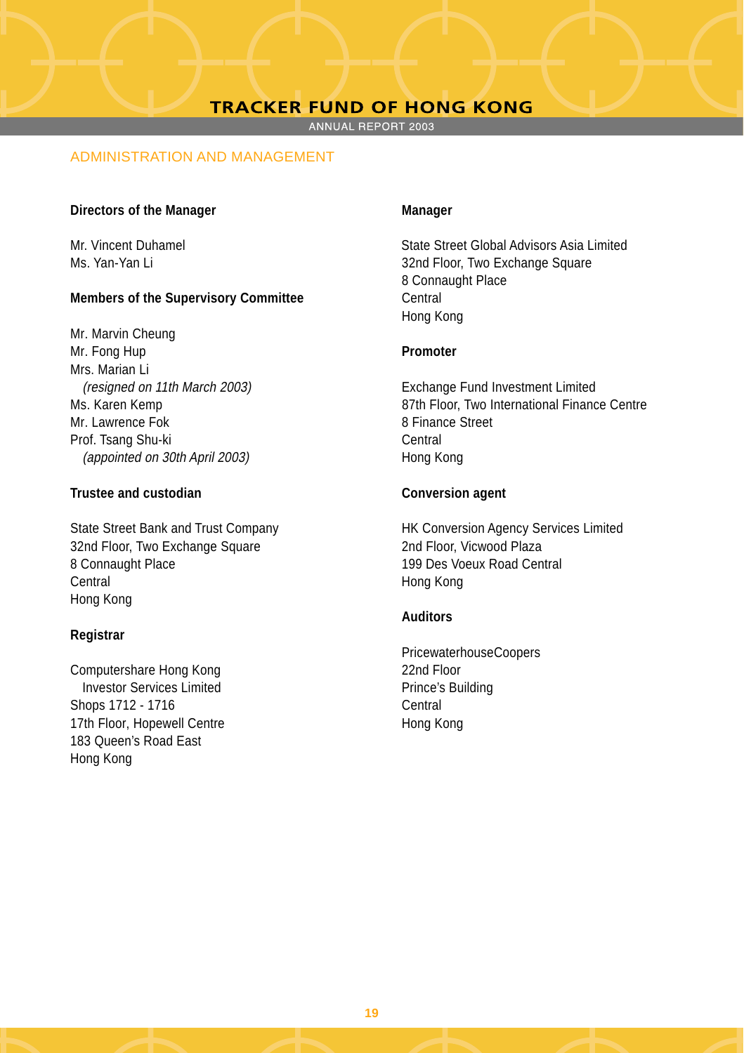## ADMINISTRATION AND MANAGEMENT

**Directors of the Manager**

Mr. Vincent Duhamel
Ms. Yan-Yan Li

**Members of the Supervisory Committee**

Mr. Marvin Cheung
Mr. Fong Hup
Mrs. Marian Li
*(resigned on 11th March 2003)*
Ms. Karen Kemp
Mr. Lawrence Fok
Prof. Tsang Shu-ki
*(appointed on 30th April 2003)*

**Trustee and custodian**

State Street Bank and Trust Company
32nd Floor, Two Exchange Square
8 Connaught Place
Central
Hong Kong

**Registrar**

Computershare Hong Kong
Investor Services Limited
Shops 1712 - 1716
17th Floor, Hopewell Centre
183 Queen's Road East
Hong Kong

**Manager**

State Street Global Advisors Asia Limited
32nd Floor, Two Exchange Square
8 Connaught Place
Central
Hong Kong

**Promoter**

Exchange Fund Investment Limited
87th Floor, Two International Finance Centre
8 Finance Street
Central
Hong Kong

**Conversion agent**

HK Conversion Agency Services Limited
2nd Floor, Vicwood Plaza
199 Des Voeux Road Central
Hong Kong

**Auditors**

PricewaterhouseCoopers
22nd Floor
Prince's Building
Central
Hong Kong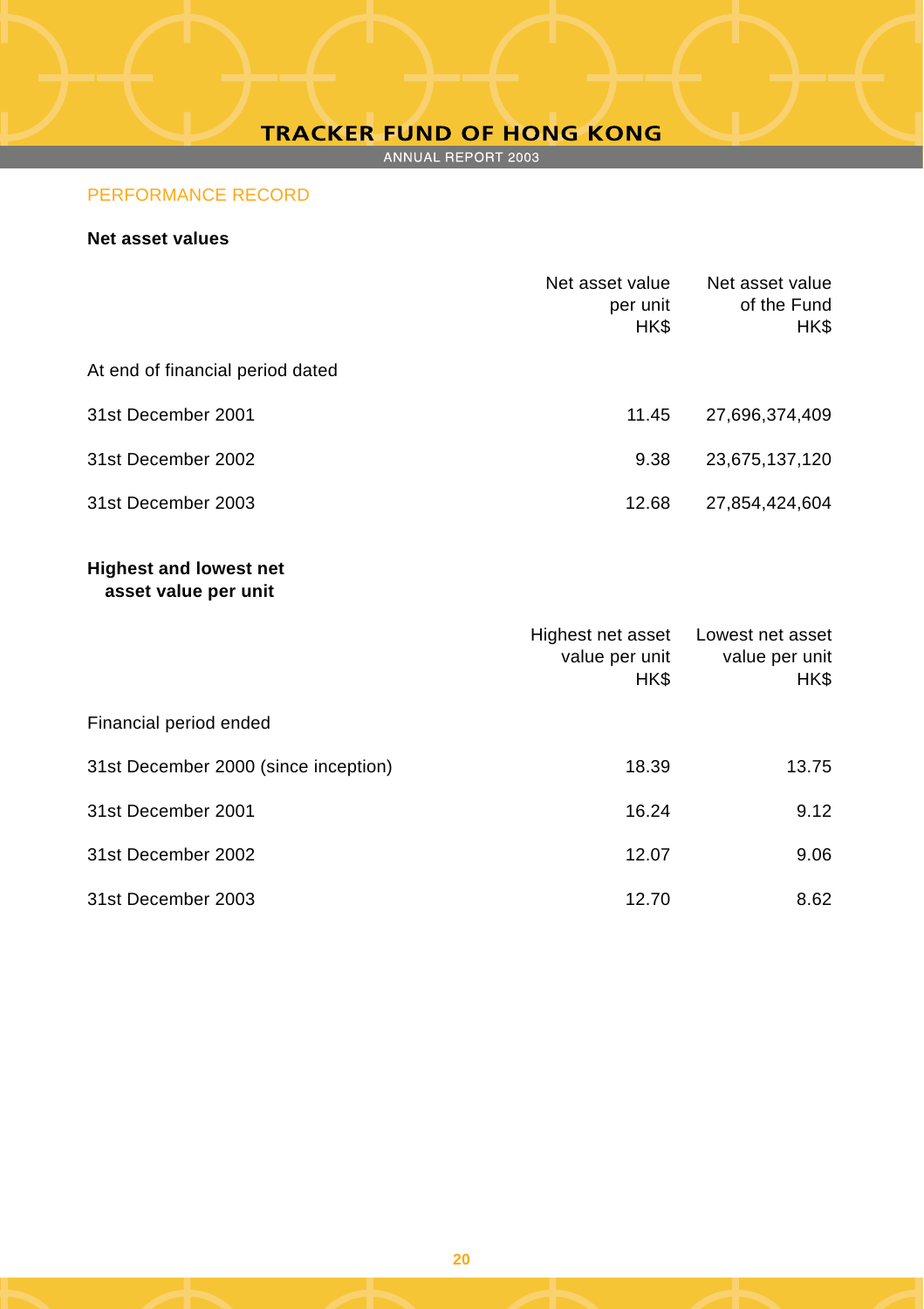## PERFORMANCE RECORD

### Net asset values

| | Net asset value per unit HK$ | Net asset value of the Fund HK$ |
|---|---|---|
| At end of financial period dated | | |
| 31st December 2001 | 11.45 | 27,696,374,409 |
| 31st December 2002 | 9.38 | 23,675,137,120 |
| 31st December 2003 | 12.68 | 27,854,424,604 |

### Highest and lowest net asset value per unit

| | Highest net asset value per unit HK$ | Lowest net asset value per unit HK$ |
|---|---|---|
| Financial period ended | | |
| 31st December 2000 (since inception) | 18.39 | 13.75 |
| 31st December 2001 | 16.24 | 9.12 |
| 31st December 2002 | 12.07 | 9.06 |
| 31st December 2003 | 12.70 | 8.62 |